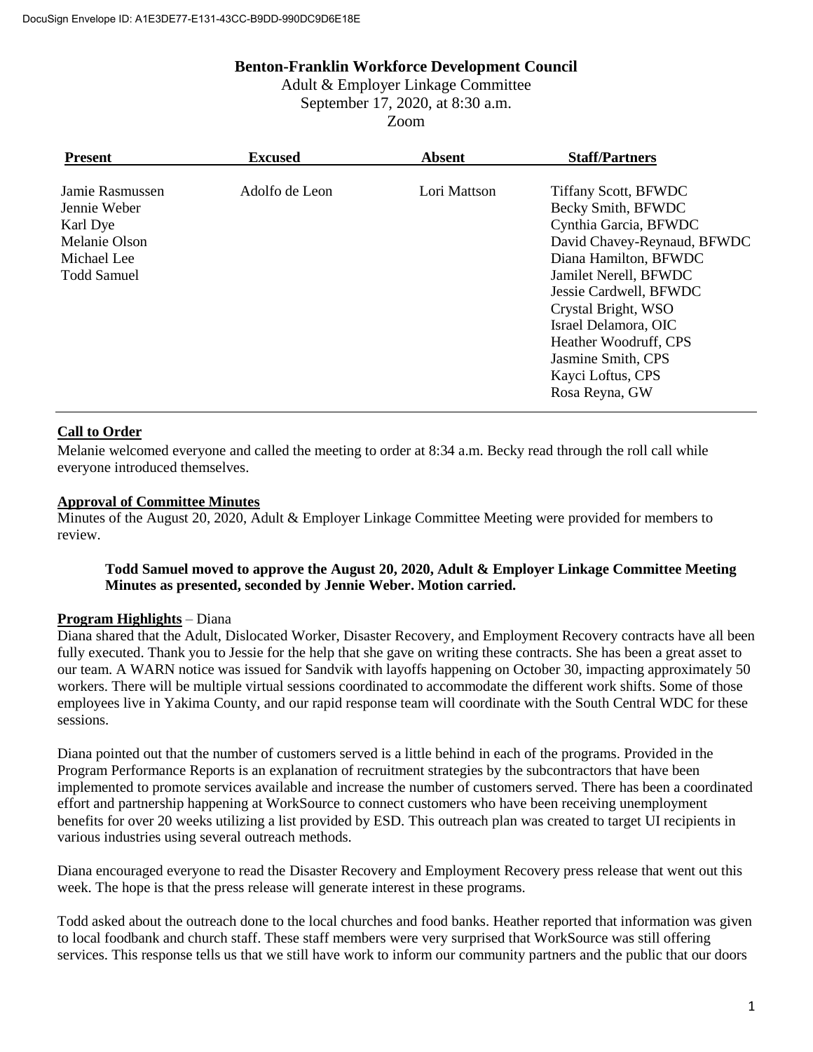DocuSign Envelope ID: A1E3DE77-E131-43CC-B9DD-990DC9D6E18E

# Benton-Franklin Workforce Development Council

Adult & Employer Linkage Committee
September 17, 2020, at 8:30 a.m.
Zoom

| Present | Excused | Absent | Staff/Partners |
|---|---|---|---|
| Jamie Rasmussen | Adolfo de Leon | Lori Mattson | Tiffany Scott, BFWDC |
| Jennie Weber | | | Becky Smith, BFWDC |
| Karl Dye | | | Cynthia Garcia, BFWDC |
| Melanie Olson | | | David Chavey-Reynaud, BFWDC |
| Michael Lee | | | Diana Hamilton, BFWDC |
| Todd Samuel | | | Jamilet Nerell, BFWDC |
| | | | Jessie Cardwell, BFWDC |
| | | | Crystal Bright, WSO |
| | | | Israel Delamora, OIC |
| | | | Heather Woodruff, CPS |
| | | | Jasmine Smith, CPS |
| | | | Kayci Loftus, CPS |
| | | | Rosa Reyna, GW |

**Call to Order**

Melanie welcomed everyone and called the meeting to order at 8:34 a.m. Becky read through the roll call while everyone introduced themselves.

**Approval of Committee Minutes**

Minutes of the August 20, 2020, Adult & Employer Linkage Committee Meeting were provided for members to review.

> **Todd Samuel moved to approve the August 20, 2020, Adult & Employer Linkage Committee Meeting Minutes as presented, seconded by Jennie Weber. Motion carried.**

**Program Highlights** – Diana

Diana shared that the Adult, Dislocated Worker, Disaster Recovery, and Employment Recovery contracts have all been fully executed. Thank you to Jessie for the help that she gave on writing these contracts. She has been a great asset to our team. A WARN notice was issued for Sandvik with layoffs happening on October 30, impacting approximately 50 workers. There will be multiple virtual sessions coordinated to accommodate the different work shifts. Some of those employees live in Yakima County, and our rapid response team will coordinate with the South Central WDC for these sessions.

Diana pointed out that the number of customers served is a little behind in each of the programs. Provided in the Program Performance Reports is an explanation of recruitment strategies by the subcontractors that have been implemented to promote services available and increase the number of customers served. There has been a coordinated effort and partnership happening at WorkSource to connect customers who have been receiving unemployment benefits for over 20 weeks utilizing a list provided by ESD. This outreach plan was created to target UI recipients in various industries using several outreach methods.

Diana encouraged everyone to read the Disaster Recovery and Employment Recovery press release that went out this week. The hope is that the press release will generate interest in these programs.

Todd asked about the outreach done to the local churches and food banks. Heather reported that information was given to local foodbank and church staff. These staff members were very surprised that WorkSource was still offering services. This response tells us that we still have work to inform our community partners and the public that our doors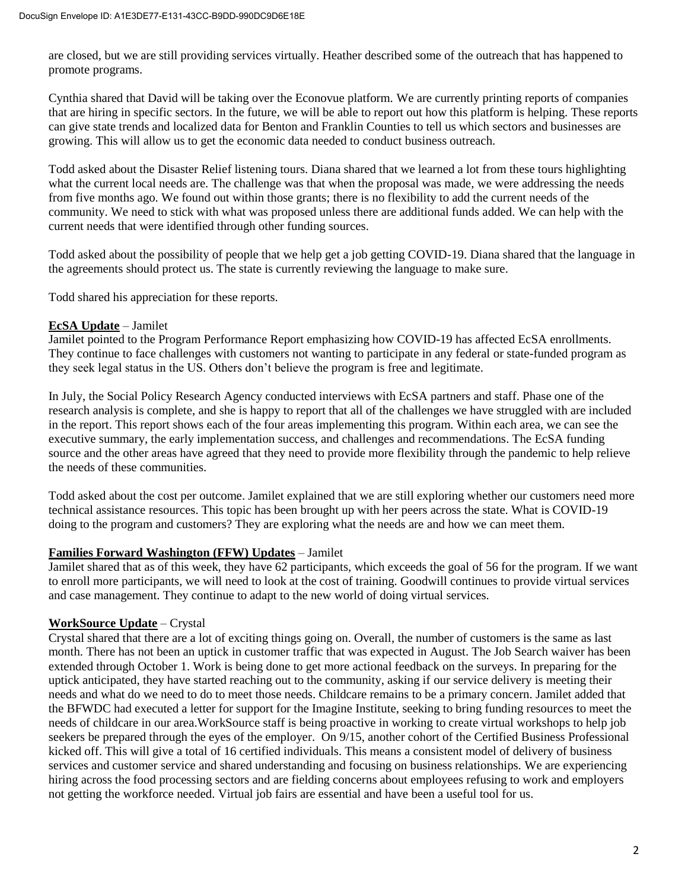are closed, but we are still providing services virtually. Heather described some of the outreach that has happened to promote programs.

Cynthia shared that David will be taking over the Econovue platform. We are currently printing reports of companies that are hiring in specific sectors. In the future, we will be able to report out how this platform is helping. These reports can give state trends and localized data for Benton and Franklin Counties to tell us which sectors and businesses are growing. This will allow us to get the economic data needed to conduct business outreach.

Todd asked about the Disaster Relief listening tours. Diana shared that we learned a lot from these tours highlighting what the current local needs are. The challenge was that when the proposal was made, we were addressing the needs from five months ago. We found out within those grants; there is no flexibility to add the current needs of the community. We need to stick with what was proposed unless there are additional funds added. We can help with the current needs that were identified through other funding sources.

Todd asked about the possibility of people that we help get a job getting COVID-19. Diana shared that the language in the agreements should protect us. The state is currently reviewing the language to make sure.

Todd shared his appreciation for these reports.

**EcSA Update** – Jamilet

Jamilet pointed to the Program Performance Report emphasizing how COVID-19 has affected EcSA enrollments. They continue to face challenges with customers not wanting to participate in any federal or state-funded program as they seek legal status in the US. Others don't believe the program is free and legitimate.

In July, the Social Policy Research Agency conducted interviews with EcSA partners and staff. Phase one of the research analysis is complete, and she is happy to report that all of the challenges we have struggled with are included in the report. This report shows each of the four areas implementing this program. Within each area, we can see the executive summary, the early implementation success, and challenges and recommendations. The EcSA funding source and the other areas have agreed that they need to provide more flexibility through the pandemic to help relieve the needs of these communities.

Todd asked about the cost per outcome. Jamilet explained that we are still exploring whether our customers need more technical assistance resources. This topic has been brought up with her peers across the state. What is COVID-19 doing to the program and customers? They are exploring what the needs are and how we can meet them.

**Families Forward Washington (FFW) Updates** – Jamilet

Jamilet shared that as of this week, they have 62 participants, which exceeds the goal of 56 for the program. If we want to enroll more participants, we will need to look at the cost of training. Goodwill continues to provide virtual services and case management. They continue to adapt to the new world of doing virtual services.

**WorkSource Update** – Crystal

Crystal shared that there are a lot of exciting things going on. Overall, the number of customers is the same as last month. There has not been an uptick in customer traffic that was expected in August. The Job Search waiver has been extended through October 1. Work is being done to get more actional feedback on the surveys. In preparing for the uptick anticipated, they have started reaching out to the community, asking if our service delivery is meeting their needs and what do we need to do to meet those needs. Childcare remains to be a primary concern. Jamilet added that the BFWDC had executed a letter for support for the Imagine Institute, seeking to bring funding resources to meet the needs of childcare in our area.WorkSource staff is being proactive in working to create virtual workshops to help job seekers be prepared through the eyes of the employer. On 9/15, another cohort of the Certified Business Professional kicked off. This will give a total of 16 certified individuals. This means a consistent model of delivery of business services and customer service and shared understanding and focusing on business relationships. We are experiencing hiring across the food processing sectors and are fielding concerns about employees refusing to work and employers not getting the workforce needed. Virtual job fairs are essential and have been a useful tool for us.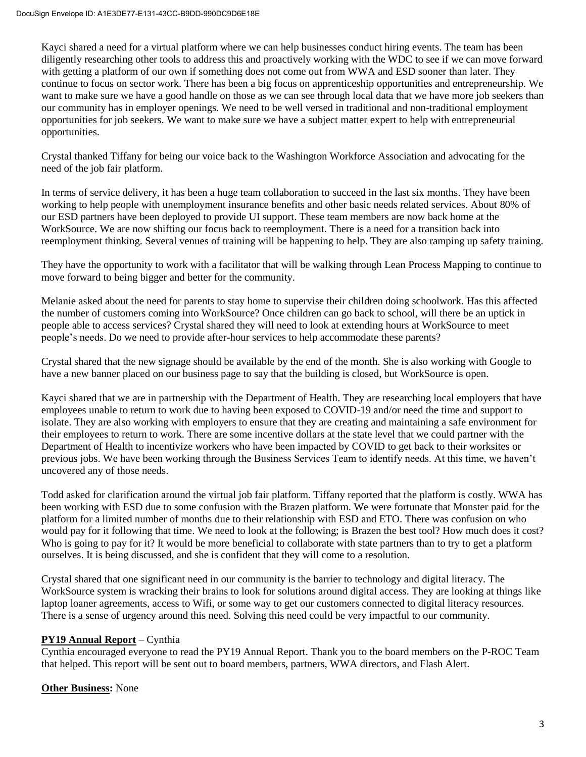Kayci shared a need for a virtual platform where we can help businesses conduct hiring events. The team has been diligently researching other tools to address this and proactively working with the WDC to see if we can move forward with getting a platform of our own if something does not come out from WWA and ESD sooner than later. They continue to focus on sector work. There has been a big focus on apprenticeship opportunities and entrepreneurship. We want to make sure we have a good handle on those as we can see through local data that we have more job seekers than our community has in employer openings. We need to be well versed in traditional and non-traditional employment opportunities for job seekers. We want to make sure we have a subject matter expert to help with entrepreneurial opportunities.

Crystal thanked Tiffany for being our voice back to the Washington Workforce Association and advocating for the need of the job fair platform.

In terms of service delivery, it has been a huge team collaboration to succeed in the last six months. They have been working to help people with unemployment insurance benefits and other basic needs related services. About 80% of our ESD partners have been deployed to provide UI support. These team members are now back home at the WorkSource. We are now shifting our focus back to reemployment. There is a need for a transition back into reemployment thinking. Several venues of training will be happening to help. They are also ramping up safety training.

They have the opportunity to work with a facilitator that will be walking through Lean Process Mapping to continue to move forward to being bigger and better for the community.

Melanie asked about the need for parents to stay home to supervise their children doing schoolwork. Has this affected the number of customers coming into WorkSource? Once children can go back to school, will there be an uptick in people able to access services? Crystal shared they will need to look at extending hours at WorkSource to meet people's needs. Do we need to provide after-hour services to help accommodate these parents?

Crystal shared that the new signage should be available by the end of the month. She is also working with Google to have a new banner placed on our business page to say that the building is closed, but WorkSource is open.

Kayci shared that we are in partnership with the Department of Health. They are researching local employers that have employees unable to return to work due to having been exposed to COVID-19 and/or need the time and support to isolate. They are also working with employers to ensure that they are creating and maintaining a safe environment for their employees to return to work. There are some incentive dollars at the state level that we could partner with the Department of Health to incentivize workers who have been impacted by COVID to get back to their worksites or previous jobs. We have been working through the Business Services Team to identify needs. At this time, we haven't uncovered any of those needs.

Todd asked for clarification around the virtual job fair platform. Tiffany reported that the platform is costly. WWA has been working with ESD due to some confusion with the Brazen platform. We were fortunate that Monster paid for the platform for a limited number of months due to their relationship with ESD and ETO. There was confusion on who would pay for it following that time. We need to look at the following; is Brazen the best tool? How much does it cost? Who is going to pay for it? It would be more beneficial to collaborate with state partners than to try to get a platform ourselves. It is being discussed, and she is confident that they will come to a resolution.

Crystal shared that one significant need in our community is the barrier to technology and digital literacy. The WorkSource system is wracking their brains to look for solutions around digital access. They are looking at things like laptop loaner agreements, access to Wifi, or some way to get our customers connected to digital literacy resources. There is a sense of urgency around this need. Solving this need could be very impactful to our community.

**PY19 Annual Report** – Cynthia

Cynthia encouraged everyone to read the PY19 Annual Report. Thank you to the board members on the P-ROC Team that helped. This report will be sent out to board members, partners, WWA directors, and Flash Alert.

**Other Business:** None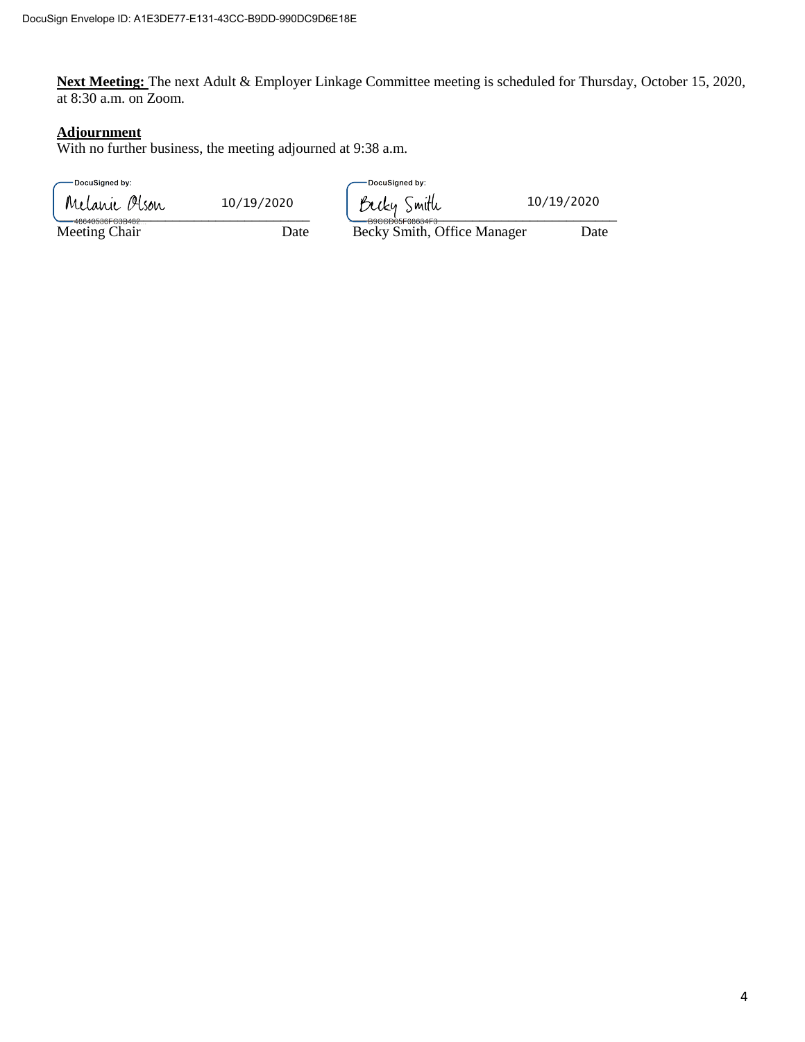**Next Meeting:** The next Adult & Employer Linkage Committee meeting is scheduled for Thursday, October 15, 2020, at 8:30 a.m. on Zoom.

**Adjournment**
With no further business, the meeting adjourned at 9:38 a.m.

| | | | |
|---|---|---|---|
| DocuSigned by: Melanie Olson | 10/19/2020 | DocuSigned by: Becky Smith | 10/19/2020 |
| Meeting Chair | Date | Becky Smith, Office Manager | Date |